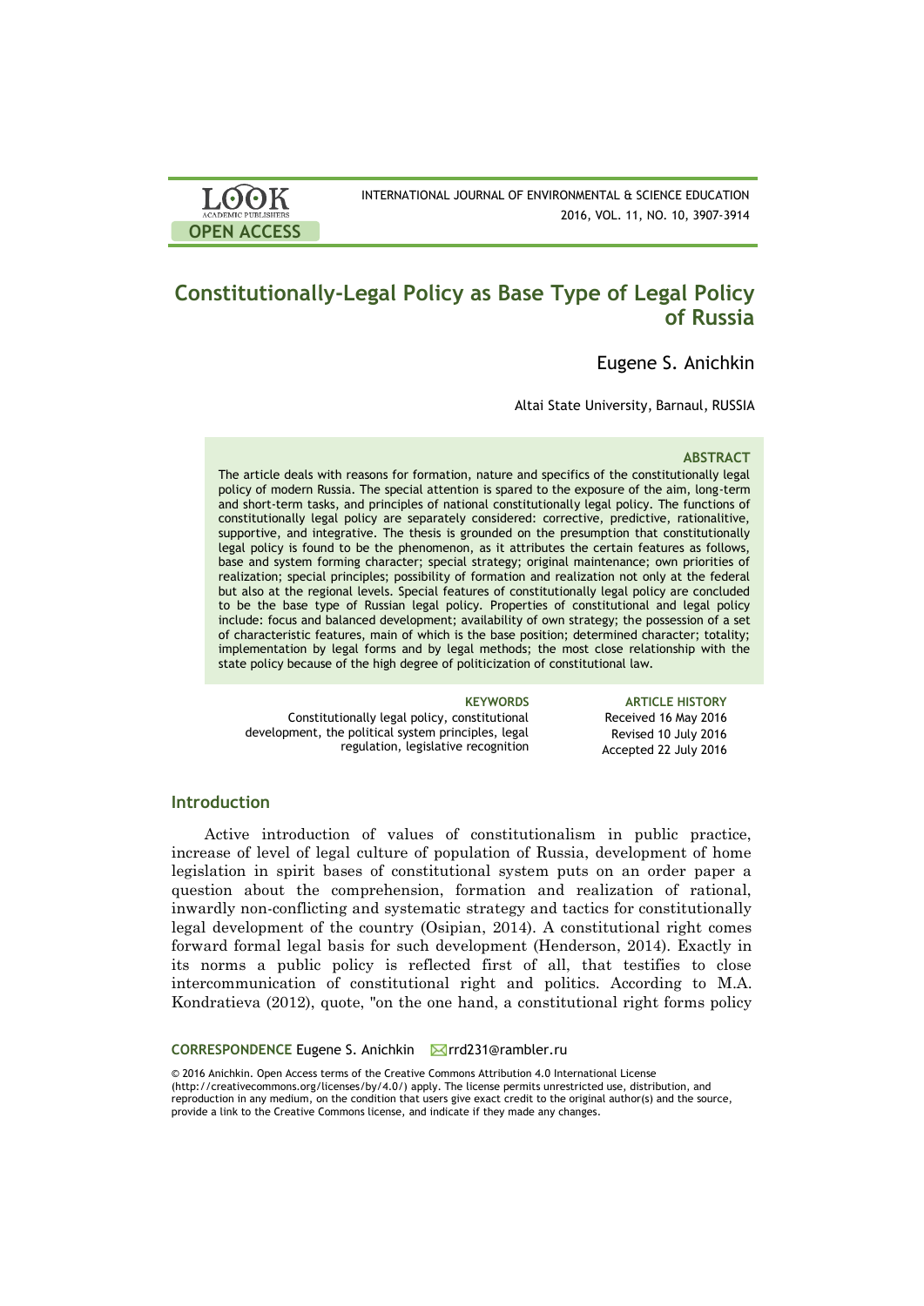# Constitutionally-Legal Policy as Base Type of Legal Policy of Russia

Eugene S. Anichkin

Altai State University, Barnaul, RUSSIA

### ABSTRACT

The article deals with reasons for formation, nature and specifics of the constitutionally legal policy of modern Russia. The special attention is spared to the exposure of the aim, long-term and short-term tasks, and principles of national constitutionally legal policy. The functions of constitutionally legal policy are separately considered: corrective, predictive, rationalitive, supportive, and integrative. The thesis is grounded on the presumption that constitutionally legal policy is found to be the phenomenon, as it attributes the certain features as follows, base and system forming character; special strategy; original maintenance; own priorities of realization; special principles; possibility of formation and realization not only at the federal but also at the regional levels. Special features of constitutionally legal policy are concluded to be the base type of Russian legal policy. Properties of constitutional and legal policy include: focus and balanced development; availability of own strategy; the possession of a set of characteristic features, main of which is the base position; determined character; totality; implementation by legal forms and by legal methods; the most close relationship with the state policy because of the high degree of politicization of constitutional law.

**KEYWORDS**

Constitutionally legal policy, constitutional development, the political system principles, legal regulation, legislative recognition

**ARTICLE HISTORY**

Received 16 May 2016
Revised 10 July 2016
Accepted 22 July 2016

## Introduction

Active introduction of values of constitutionalism in public practice, increase of level of legal culture of population of Russia, development of home legislation in spirit bases of constitutional system puts on an order paper a question about the comprehension, formation and realization of rational, inwardly non-conflicting and systematic strategy and tactics for constitutionally legal development of the country (Osipian, 2014). A constitutional right comes forward formal legal basis for such development (Henderson, 2014). Exactly in its norms a public policy is reflected first of all, that testifies to close intercommunication of constitutional right and politics. According to M.A. Kondratieva (2012), quote, "on the one hand, a constitutional right forms policy

**CORRESPONDENCE** Eugene S. Anichkin rrd231@rambler.ru

© 2016 Anichkin. Open Access terms of the Creative Commons Attribution 4.0 International License (http://creativecommons.org/licenses/by/4.0/) apply. The license permits unrestricted use, distribution, and reproduction in any medium, on the condition that users give exact credit to the original author(s) and the source, provide a link to the Creative Commons license, and indicate if they made any changes.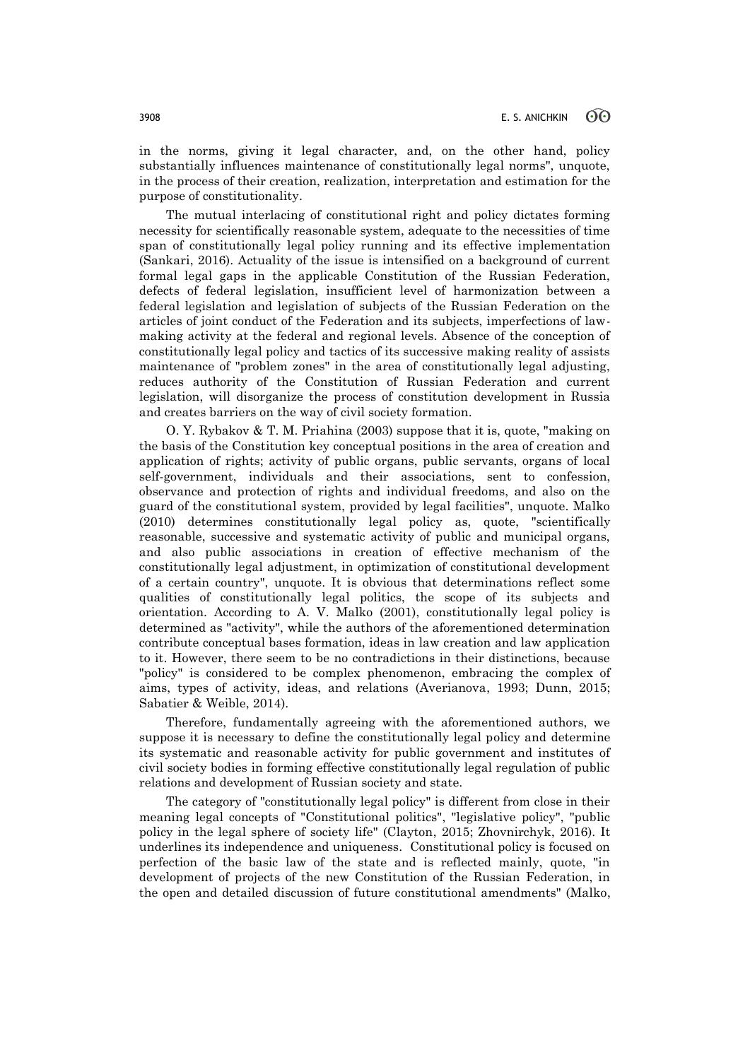in the norms, giving it legal character, and, on the other hand, policy substantially influences maintenance of constitutionally legal norms", unquote, in the process of their creation, realization, interpretation and estimation for the purpose of constitutionality.

The mutual interlacing of constitutional right and policy dictates forming necessity for scientifically reasonable system, adequate to the necessities of time span of constitutionally legal policy running and its effective implementation (Sankari, 2016). Actuality of the issue is intensified on a background of current formal legal gaps in the applicable Constitution of the Russian Federation, defects of federal legislation, insufficient level of harmonization between a federal legislation and legislation of subjects of the Russian Federation on the articles of joint conduct of the Federation and its subjects, imperfections of law-making activity at the federal and regional levels. Absence of the conception of constitutionally legal policy and tactics of its successive making reality of assists maintenance of "problem zones" in the area of constitutionally legal adjusting, reduces authority of the Constitution of Russian Federation and current legislation, will disorganize the process of constitution development in Russia and creates barriers on the way of civil society formation.

O. Y. Rybakov & T. M. Priahina (2003) suppose that it is, quote, "making on the basis of the Constitution key conceptual positions in the area of creation and application of rights; activity of public organs, public servants, organs of local self-government, individuals and their associations, sent to confession, observance and protection of rights and individual freedoms, and also on the guard of the constitutional system, provided by legal facilities", unquote. Malko (2010) determines constitutionally legal policy as, quote, "scientifically reasonable, successive and systematic activity of public and municipal organs, and also public associations in creation of effective mechanism of the constitutionally legal adjustment, in optimization of constitutional development of a certain country", unquote. It is obvious that determinations reflect some qualities of constitutionally legal politics, the scope of its subjects and orientation. According to A. V. Malko (2001), constitutionally legal policy is determined as "activity", while the authors of the aforementioned determination contribute conceptual bases formation, ideas in law creation and law application to it. However, there seem to be no contradictions in their distinctions, because "policy" is considered to be complex phenomenon, embracing the complex of aims, types of activity, ideas, and relations (Averianova, 1993; Dunn, 2015; Sabatier & Weible, 2014).

Therefore, fundamentally agreeing with the aforementioned authors, we suppose it is necessary to define the constitutionally legal policy and determine its systematic and reasonable activity for public government and institutes of civil society bodies in forming effective constitutionally legal regulation of public relations and development of Russian society and state.

The category of "constitutionally legal policy" is different from close in their meaning legal concepts of "Constitutional politics", "legislative policy", "public policy in the legal sphere of society life" (Clayton, 2015; Zhovnirchyk, 2016). It underlines its independence and uniqueness. Constitutional policy is focused on perfection of the basic law of the state and is reflected mainly, quote, "in development of projects of the new Constitution of the Russian Federation, in the open and detailed discussion of future constitutional amendments" (Malko,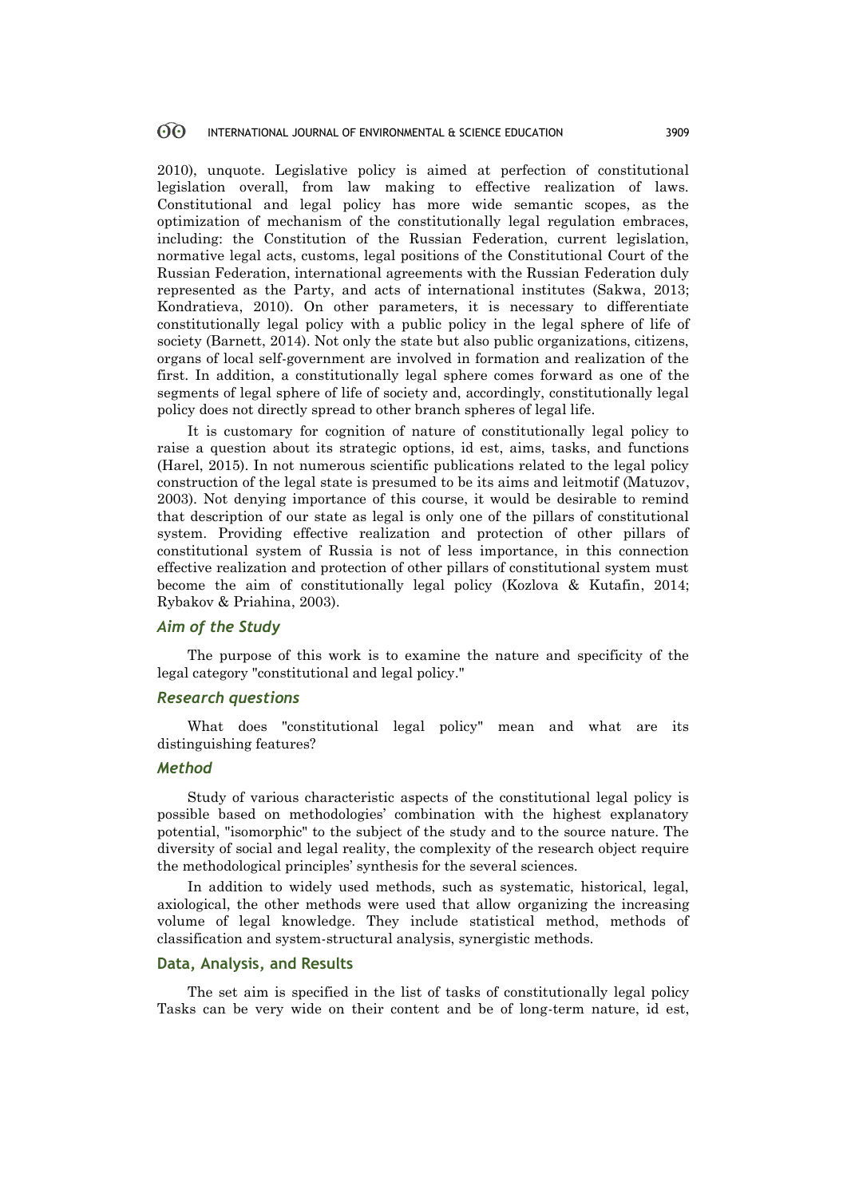2010), unquote. Legislative policy is aimed at perfection of constitutional legislation overall, from law making to effective realization of laws. Constitutional and legal policy has more wide semantic scopes, as the optimization of mechanism of the constitutionally legal regulation embraces, including: the Constitution of the Russian Federation, current legislation, normative legal acts, customs, legal positions of the Constitutional Court of the Russian Federation, international agreements with the Russian Federation duly represented as the Party, and acts of international institutes (Sakwa, 2013; Kondratieva, 2010). On other parameters, it is necessary to differentiate constitutionally legal policy with a public policy in the legal sphere of life of society (Barnett, 2014). Not only the state but also public organizations, citizens, organs of local self-government are involved in formation and realization of the first. In addition, a constitutionally legal sphere comes forward as one of the segments of legal sphere of life of society and, accordingly, constitutionally legal policy does not directly spread to other branch spheres of legal life.

It is customary for cognition of nature of constitutionally legal policy to raise a question about its strategic options, id est, aims, tasks, and functions (Harel, 2015). In not numerous scientific publications related to the legal policy construction of the legal state is presumed to be its aims and leitmotif (Matuzov, 2003). Not denying importance of this course, it would be desirable to remind that description of our state as legal is only one of the pillars of constitutional system. Providing effective realization and protection of other pillars of constitutional system of Russia is not of less importance, in this connection effective realization and protection of other pillars of constitutional system must become the aim of constitutionally legal policy (Kozlova & Kutafin, 2014; Rybakov & Priahina, 2003).

### *Aim of the Study*

The purpose of this work is to examine the nature and specificity of the legal category "constitutional and legal policy."

### *Research questions*

What does "constitutional legal policy" mean and what are its distinguishing features?

### *Method*

Study of various characteristic aspects of the constitutional legal policy is possible based on methodologies' combination with the highest explanatory potential, "isomorphic" to the subject of the study and to the source nature. The diversity of social and legal reality, the complexity of the research object require the methodological principles' synthesis for the several sciences.

In addition to widely used methods, such as systematic, historical, legal, axiological, the other methods were used that allow organizing the increasing volume of legal knowledge. They include statistical method, methods of classification and system-structural analysis, synergistic methods.

## **Data, Analysis, and Results**

The set aim is specified in the list of tasks of constitutionally legal policy Tasks can be very wide on their content and be of long-term nature, id est,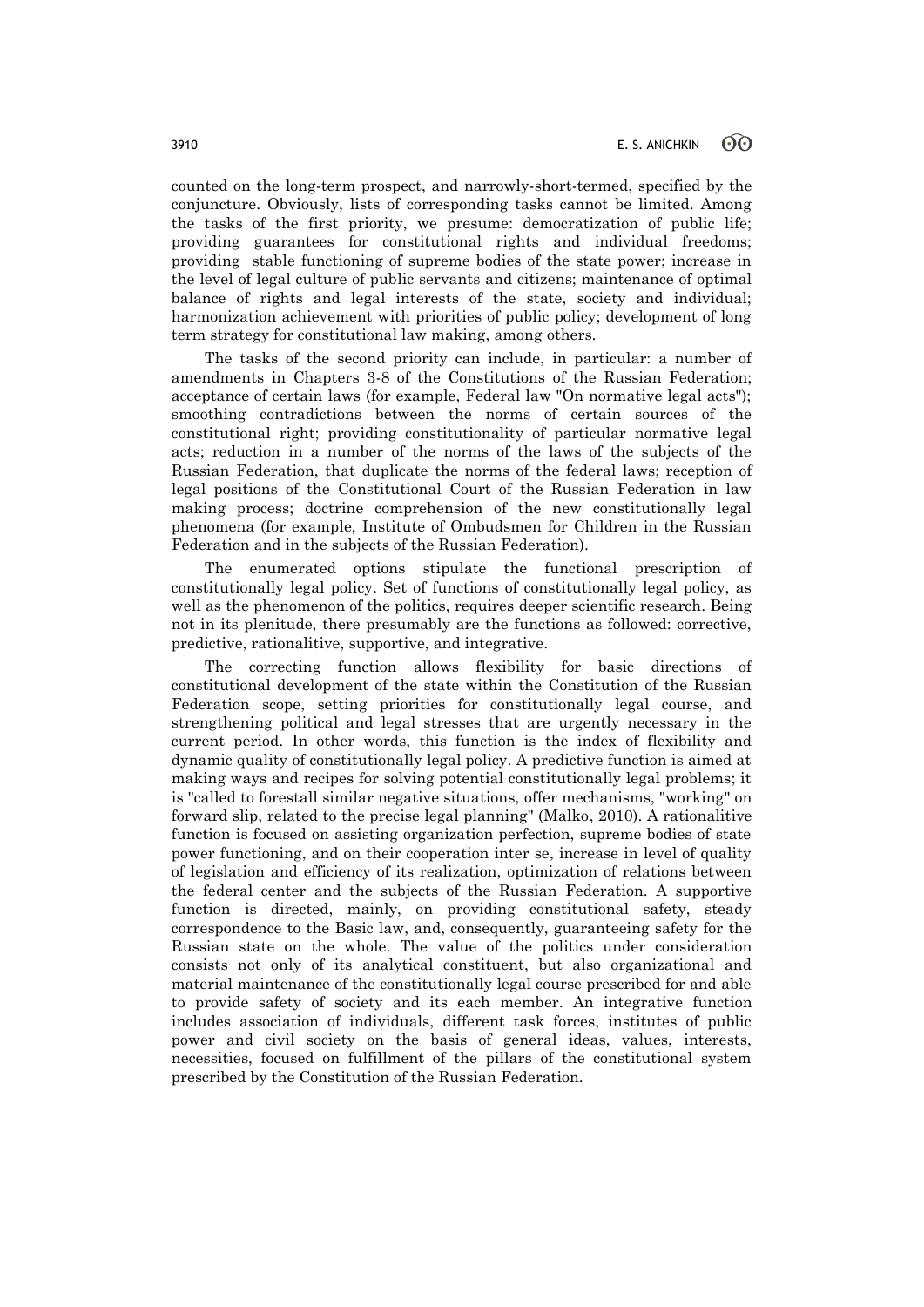counted on the long-term prospect, and narrowly-short-termed, specified by the conjuncture. Obviously, lists of corresponding tasks cannot be limited. Among the tasks of the first priority, we presume: democratization of public life; providing guarantees for constitutional rights and individual freedoms; providing stable functioning of supreme bodies of the state power; increase in the level of legal culture of public servants and citizens; maintenance of optimal balance of rights and legal interests of the state, society and individual; harmonization achievement with priorities of public policy; development of long term strategy for constitutional law making, among others.

The tasks of the second priority can include, in particular: a number of amendments in Chapters 3-8 of the Constitutions of the Russian Federation; acceptance of certain laws (for example, Federal law "On normative legal acts"); smoothing contradictions between the norms of certain sources of the constitutional right; providing constitutionality of particular normative legal acts; reduction in a number of the norms of the laws of the subjects of the Russian Federation, that duplicate the norms of the federal laws; reception of legal positions of the Constitutional Court of the Russian Federation in law making process; doctrine comprehension of the new constitutionally legal phenomena (for example, Institute of Ombudsmen for Children in the Russian Federation and in the subjects of the Russian Federation).

The enumerated options stipulate the functional prescription of constitutionally legal policy. Set of functions of constitutionally legal policy, as well as the phenomenon of the politics, requires deeper scientific research. Being not in its plenitude, there presumably are the functions as followed: corrective, predictive, rationalitive, supportive, and integrative.

The correcting function allows flexibility for basic directions of constitutional development of the state within the Constitution of the Russian Federation scope, setting priorities for constitutionally legal course, and strengthening political and legal stresses that are urgently necessary in the current period. In other words, this function is the index of flexibility and dynamic quality of constitutionally legal policy. A predictive function is aimed at making ways and recipes for solving potential constitutionally legal problems; it is "called to forestall similar negative situations, offer mechanisms, "working" on forward slip, related to the precise legal planning" (Malko, 2010). A rationalitive function is focused on assisting organization perfection, supreme bodies of state power functioning, and on their cooperation inter se, increase in level of quality of legislation and efficiency of its realization, optimization of relations between the federal center and the subjects of the Russian Federation. A supportive function is directed, mainly, on providing constitutional safety, steady correspondence to the Basic law, and, consequently, guaranteeing safety for the Russian state on the whole. The value of the politics under consideration consists not only of its analytical constituent, but also organizational and material maintenance of the constitutionally legal course prescribed for and able to provide safety of society and its each member. An integrative function includes association of individuals, different task forces, institutes of public power and civil society on the basis of general ideas, values, interests, necessities, focused on fulfillment of the pillars of the constitutional system prescribed by the Constitution of the Russian Federation.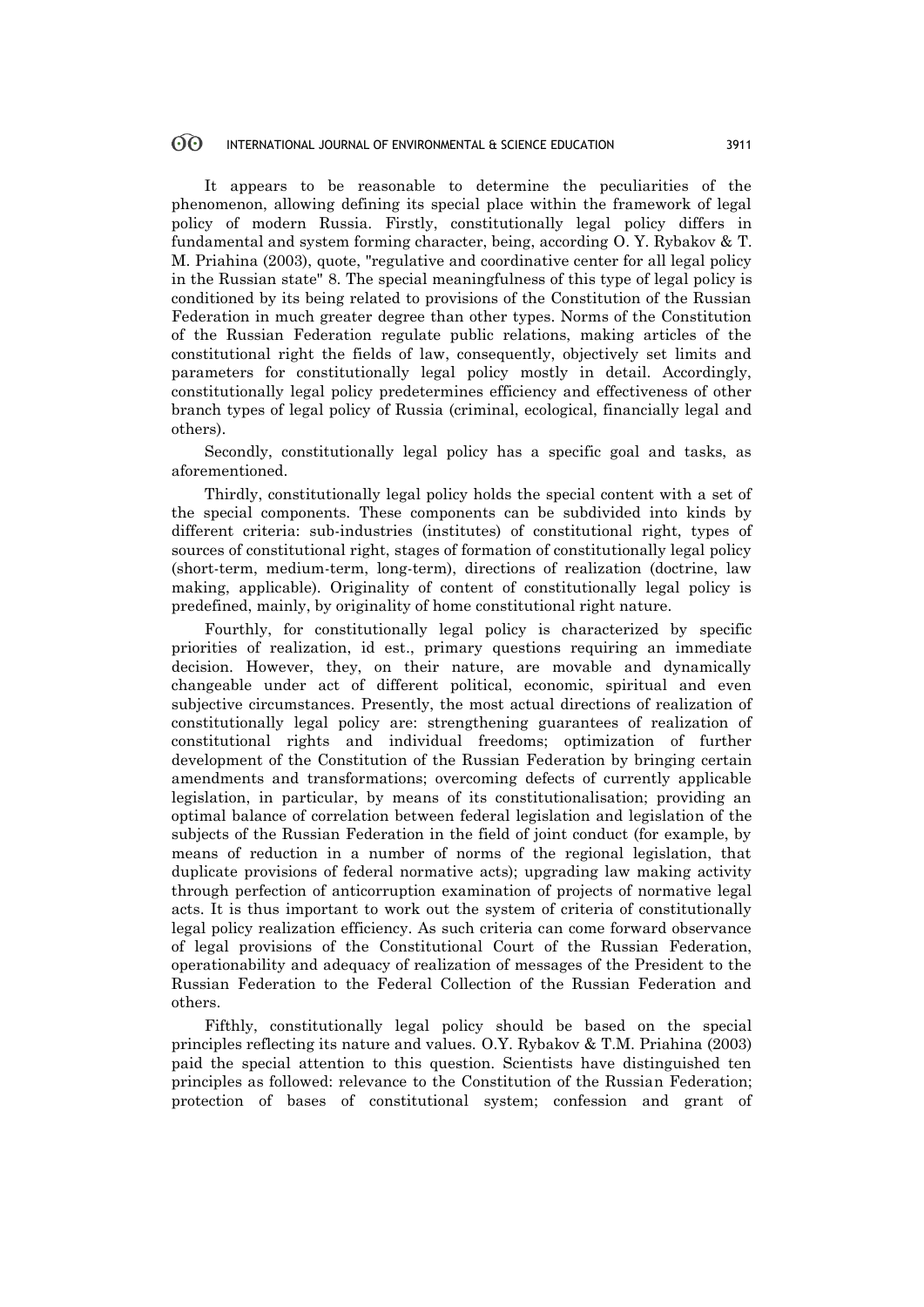It appears to be reasonable to determine the peculiarities of the phenomenon, allowing defining its special place within the framework of legal policy of modern Russia. Firstly, constitutionally legal policy differs in fundamental and system forming character, being, according O. Y. Rybakov & T. M. Priahina (2003), quote, "regulative and coordinative center for all legal policy in the Russian state" 8. The special meaningfulness of this type of legal policy is conditioned by its being related to provisions of the Constitution of the Russian Federation in much greater degree than other types. Norms of the Constitution of the Russian Federation regulate public relations, making articles of the constitutional right the fields of law, consequently, objectively set limits and parameters for constitutionally legal policy mostly in detail. Accordingly, constitutionally legal policy predetermines efficiency and effectiveness of other branch types of legal policy of Russia (criminal, ecological, financially legal and others).

Secondly, constitutionally legal policy has a specific goal and tasks, as aforementioned.

Thirdly, constitutionally legal policy holds the special content with a set of the special components. These components can be subdivided into kinds by different criteria: sub-industries (institutes) of constitutional right, types of sources of constitutional right, stages of formation of constitutionally legal policy (short-term, medium-term, long-term), directions of realization (doctrine, law making, applicable). Originality of content of constitutionally legal policy is predefined, mainly, by originality of home constitutional right nature.

Fourthly, for constitutionally legal policy is characterized by specific priorities of realization, id est., primary questions requiring an immediate decision. However, they, on their nature, are movable and dynamically changeable under act of different political, economic, spiritual and even subjective circumstances. Presently, the most actual directions of realization of constitutionally legal policy are: strengthening guarantees of realization of constitutional rights and individual freedoms; optimization of further development of the Constitution of the Russian Federation by bringing certain amendments and transformations; overcoming defects of currently applicable legislation, in particular, by means of its constitutionalisation; providing an optimal balance of correlation between federal legislation and legislation of the subjects of the Russian Federation in the field of joint conduct (for example, by means of reduction in a number of norms of the regional legislation, that duplicate provisions of federal normative acts); upgrading law making activity through perfection of anticorruption examination of projects of normative legal acts. It is thus important to work out the system of criteria of constitutionally legal policy realization efficiency. As such criteria can come forward observance of legal provisions of the Constitutional Court of the Russian Federation, operationability and adequacy of realization of messages of the President to the Russian Federation to the Federal Collection of the Russian Federation and others.

Fifthly, constitutionally legal policy should be based on the special principles reflecting its nature and values. O.Y. Rybakov & T.M. Priahina (2003) paid the special attention to this question. Scientists have distinguished ten principles as followed: relevance to the Constitution of the Russian Federation; protection of bases of constitutional system; confession and grant of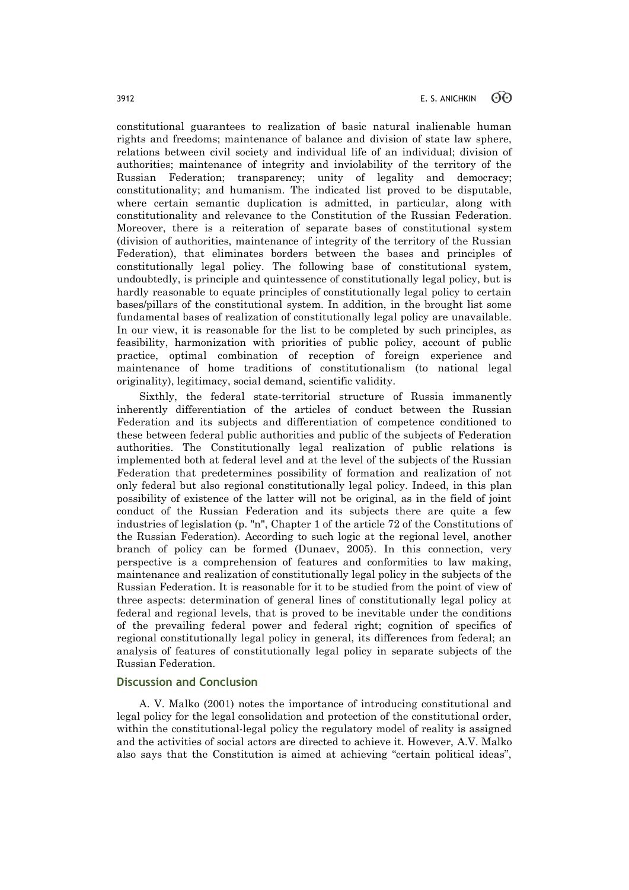constitutional guarantees to realization of basic natural inalienable human rights and freedoms; maintenance of balance and division of state law sphere, relations between civil society and individual life of an individual; division of authorities; maintenance of integrity and inviolability of the territory of the Russian Federation; transparency; unity of legality and democracy; constitutionality; and humanism. The indicated list proved to be disputable, where certain semantic duplication is admitted, in particular, along with constitutionality and relevance to the Constitution of the Russian Federation. Moreover, there is a reiteration of separate bases of constitutional system (division of authorities, maintenance of integrity of the territory of the Russian Federation), that eliminates borders between the bases and principles of constitutionally legal policy. The following base of constitutional system, undoubtedly, is principle and quintessence of constitutionally legal policy, but is hardly reasonable to equate principles of constitutionally legal policy to certain bases/pillars of the constitutional system. In addition, in the brought list some fundamental bases of realization of constitutionally legal policy are unavailable. In our view, it is reasonable for the list to be completed by such principles, as feasibility, harmonization with priorities of public policy, account of public practice, optimal combination of reception of foreign experience and maintenance of home traditions of constitutionalism (to national legal originality), legitimacy, social demand, scientific validity.

Sixthly, the federal state-territorial structure of Russia immanently inherently differentiation of the articles of conduct between the Russian Federation and its subjects and differentiation of competence conditioned to these between federal public authorities and public of the subjects of Federation authorities. The Constitutionally legal realization of public relations is implemented both at federal level and at the level of the subjects of the Russian Federation that predetermines possibility of formation and realization of not only federal but also regional constitutionally legal policy. Indeed, in this plan possibility of existence of the latter will not be original, as in the field of joint conduct of the Russian Federation and its subjects there are quite a few industries of legislation (p. "n", Chapter 1 of the article 72 of the Constitutions of the Russian Federation). According to such logic at the regional level, another branch of policy can be formed (Dunaev, 2005). In this connection, very perspective is a comprehension of features and conformities to law making, maintenance and realization of constitutionally legal policy in the subjects of the Russian Federation. It is reasonable for it to be studied from the point of view of three aspects: determination of general lines of constitutionally legal policy at federal and regional levels, that is proved to be inevitable under the conditions of the prevailing federal power and federal right; cognition of specifics of regional constitutionally legal policy in general, its differences from federal; an analysis of features of constitutionally legal policy in separate subjects of the Russian Federation.

## Discussion and Conclusion

A. V. Malko (2001) notes the importance of introducing constitutional and legal policy for the legal consolidation and protection of the constitutional order, within the constitutional-legal policy the regulatory model of reality is assigned and the activities of social actors are directed to achieve it. However, A.V. Malko also says that the Constitution is aimed at achieving "certain political ideas",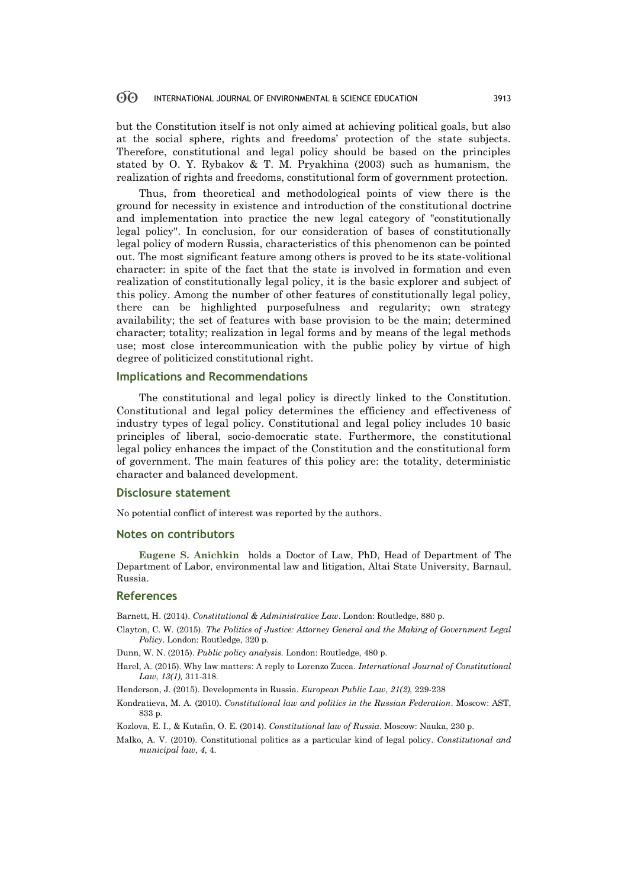but the Constitution itself is not only aimed at achieving political goals, but also at the social sphere, rights and freedoms' protection of the state subjects. Therefore, constitutional and legal policy should be based on the principles stated by O. Y. Rybakov & T. M. Pryakhina (2003) such as humanism, the realization of rights and freedoms, constitutional form of government protection.

Thus, from theoretical and methodological points of view there is the ground for necessity in existence and introduction of the constitutional doctrine and implementation into practice the new legal category of "constitutionally legal policy". In conclusion, for our consideration of bases of constitutionally legal policy of modern Russia, characteristics of this phenomenon can be pointed out. The most significant feature among others is proved to be its state-volitional character: in spite of the fact that the state is involved in formation and even realization of constitutionally legal policy, it is the basic explorer and subject of this policy. Among the number of other features of constitutionally legal policy, there can be highlighted purposefulness and regularity; own strategy availability; the set of features with base provision to be the main; determined character; totality; realization in legal forms and by means of the legal methods use; most close intercommunication with the public policy by virtue of high degree of politicized constitutional right.

## Implications and Recommendations

The constitutional and legal policy is directly linked to the Constitution. Constitutional and legal policy determines the efficiency and effectiveness of industry types of legal policy. Constitutional and legal policy includes 10 basic principles of liberal, socio-democratic state. Furthermore, the constitutional legal policy enhances the impact of the Constitution and the constitutional form of government. The main features of this policy are: the totality, deterministic character and balanced development.

## Disclosure statement

No potential conflict of interest was reported by the authors.

## Notes on contributors

**Eugene S. Anichkin** holds a Doctor of Law, PhD, Head of Department of The Department of Labor, environmental law and litigation, Altai State University, Barnaul, Russia.

## References

Barnett, H. (2014). *Constitutional & Administrative Law*. London: Routledge, 880 p.

Clayton, C. W. (2015). *The Politics of Justice: Attorney General and the Making of Government Legal Policy*. London: Routledge, 320 p.

Dunn, W. N. (2015). *Public policy analysis.* London: Routledge, 480 p.

Harel, A. (2015). Why law matters: A reply to Lorenzo Zucca. *International Journal of Constitutional Law*, *13(1),* 311-318.

Henderson, J. (2015). Developments in Russia. *European Public Law*, *21(2),* 229-238

Kondratieva, M. A. (2010). *Constitutional law and politics in the Russian Federation*. Moscow: AST, 833 p.

Kozlova, E. I., & Kutafin, O. E. (2014). *Constitutional law of Russia*. Moscow: Nauka, 230 p.

Malko, A. V. (2010). Constitutional politics as a particular kind of legal policy. *Constitutional and municipal law*, *4*, 4.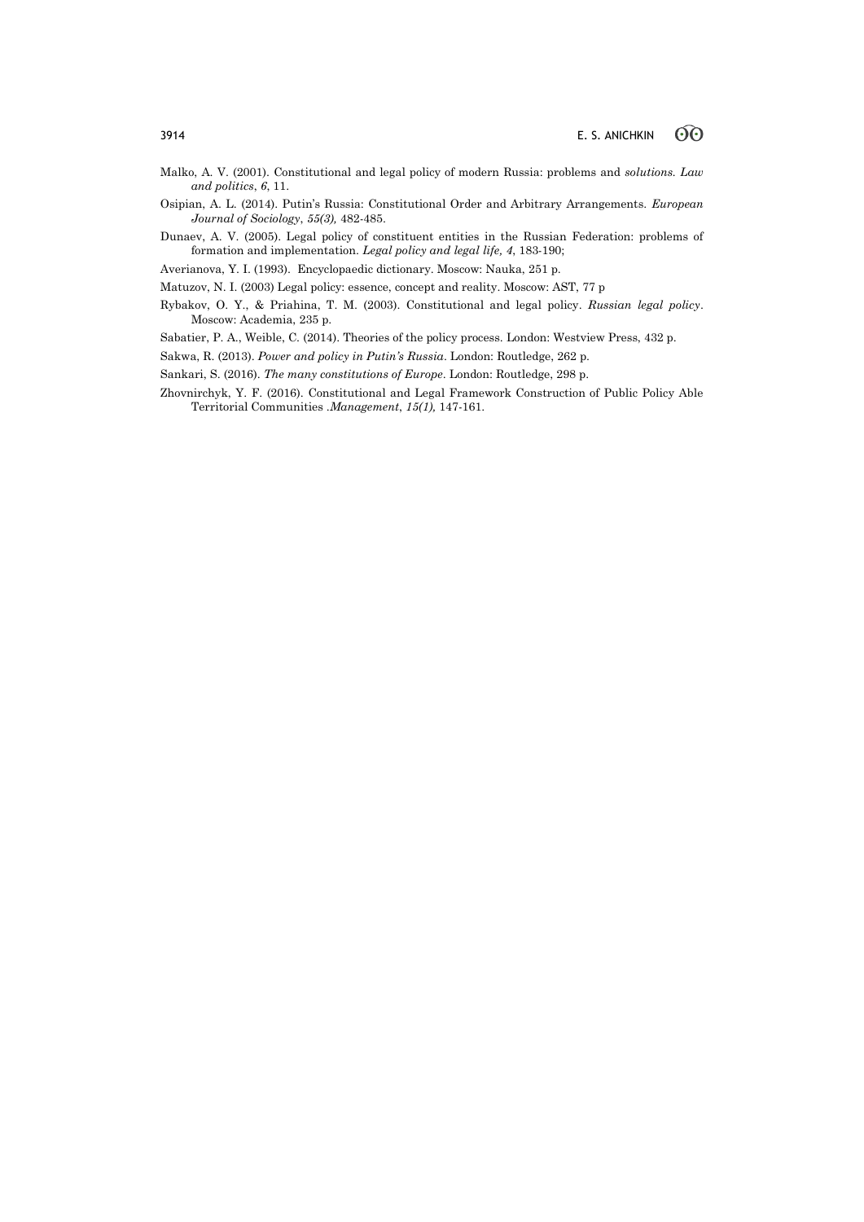Malko, A. V. (2001). Constitutional and legal policy of modern Russia: problems and *solutions. Law and politics*, *6*, 11.

Osipian, A. L. (2014). Putin's Russia: Constitutional Order and Arbitrary Arrangements. *European Journal of Sociology*, *55(3),* 482-485.

Dunaev, A. V. (2005). Legal policy of constituent entities in the Russian Federation: problems of formation and implementation. *Legal policy and legal life, 4*, 183-190;

Averianova, Y. I. (1993). Encyclopaedic dictionary. Moscow: Nauka, 251 p.

Matuzov, N. I. (2003) Legal policy: essence, concept and reality. Moscow: AST, 77 p

Rybakov, O. Y., & Priahina, T. M. (2003). Constitutional and legal policy. *Russian legal policy*. Moscow: Academia, 235 p.

Sabatier, P. A., Weible, C. (2014). Theories of the policy process. London: Westview Press, 432 p.

Sakwa, R. (2013). *Power and policy in Putin's Russia*. London: Routledge, 262 p.

Sankari, S. (2016). *The many constitutions of Europe*. London: Routledge, 298 p.

Zhovnirchyk, Y. F. (2016). Constitutional and Legal Framework Construction of Public Policy Able Territorial Communities .*Management*, *15(1),* 147-161.